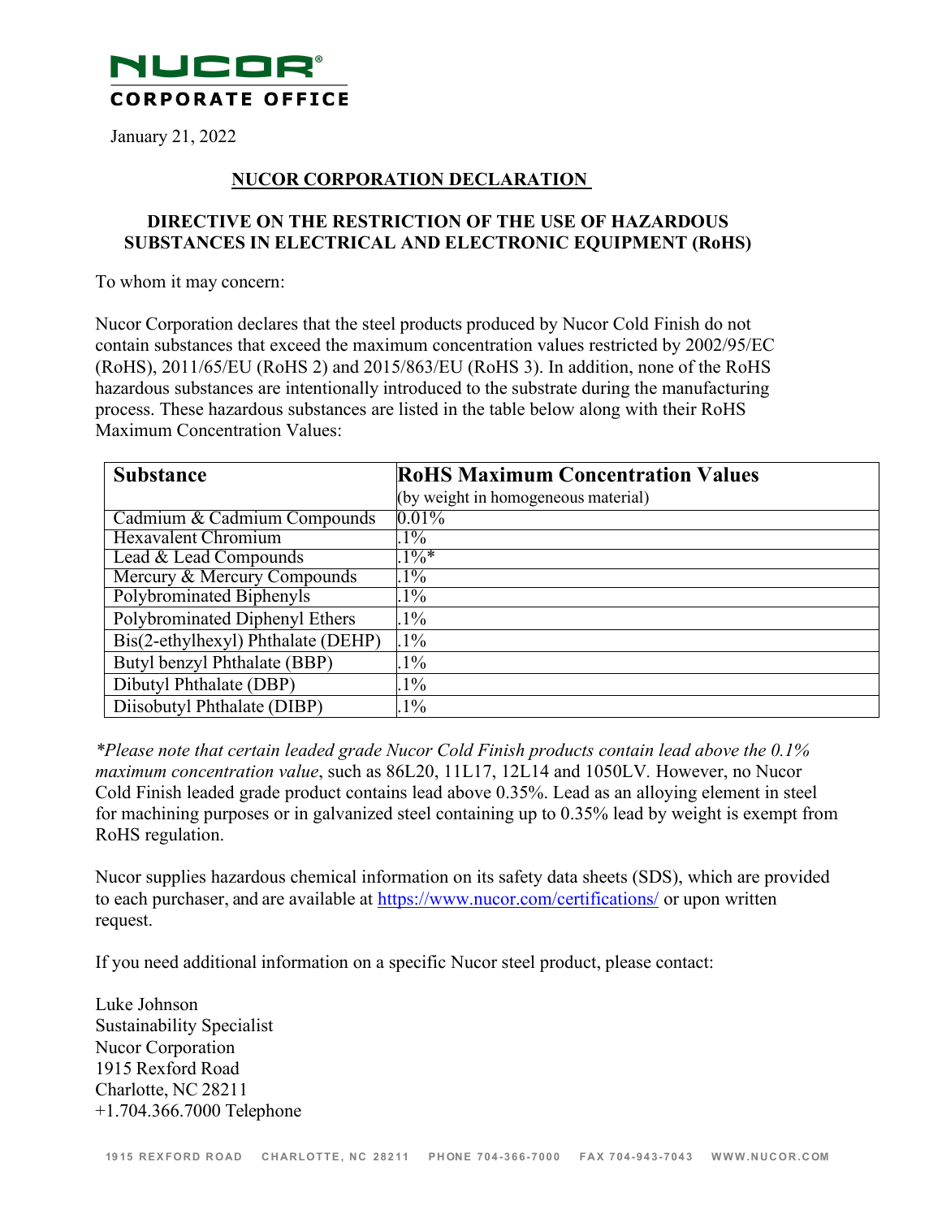**NUCOR**
**CORPORATE OFFICE**

January 21, 2022

## NUCOR CORPORATION DECLARATION

### DIRECTIVE ON THE RESTRICTION OF THE USE OF HAZARDOUS SUBSTANCES IN ELECTRICAL AND ELECTRONIC EQUIPMENT (RoHS)

To whom it may concern:

Nucor Corporation declares that the steel products produced by Nucor Cold Finish do not contain substances that exceed the maximum concentration values restricted by 2002/95/EC (RoHS), 2011/65/EU (RoHS 2) and 2015/863/EU (RoHS 3). In addition, none of the RoHS hazardous substances are intentionally introduced to the substrate during the manufacturing process. These hazardous substances are listed in the table below along with their RoHS Maximum Concentration Values:

| Substance | RoHS Maximum Concentration Values (by weight in homogeneous material) |
|---|---|
| Cadmium & Cadmium Compounds | 0.01% |
| Hexavalent Chromium | .1% |
| Lead & Lead Compounds | .1%* |
| Mercury & Mercury Compounds | .1% |
| Polybrominated Biphenyls | .1% |
| Polybrominated Diphenyl Ethers | .1% |
| Bis(2-ethylhexyl) Phthalate (DEHP) | .1% |
| Butyl benzyl Phthalate (BBP) | .1% |
| Dibutyl Phthalate (DBP) | .1% |
| Diisobutyl Phthalate (DIBP) | .1% |

*\*Please note that certain leaded grade Nucor Cold Finish products contain lead above the 0.1% maximum concentration value*, such as 86L20, 11L17, 12L14 and 1050LV. However, no Nucor Cold Finish leaded grade product contains lead above 0.35%. Lead as an alloying element in steel for machining purposes or in galvanized steel containing up to 0.35% lead by weight is exempt from RoHS regulation.

Nucor supplies hazardous chemical information on its safety data sheets (SDS), which are provided to each purchaser, and are available at https://www.nucor.com/certifications/ or upon written request.

If you need additional information on a specific Nucor steel product, please contact:

Luke Johnson
Sustainability Specialist
Nucor Corporation
1915 Rexford Road
Charlotte, NC 28211
+1.704.366.7000 Telephone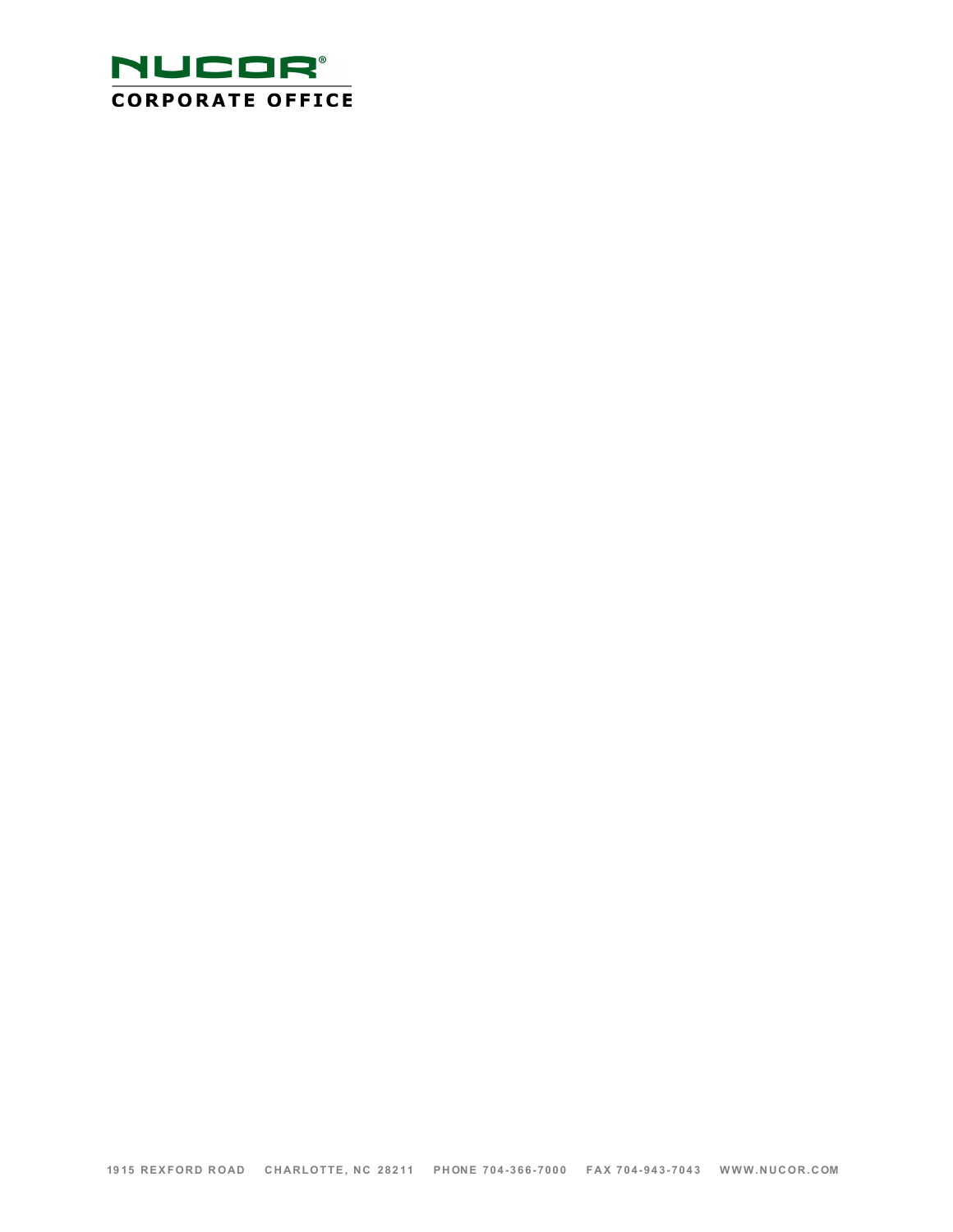NUCOR®

CORPORATE OFFICE

1915 REXFORD ROAD CHARLOTTE, NC 28211 PHONE 704-366-7000 FAX 704-943-7043 WWW.NUCOR.COM